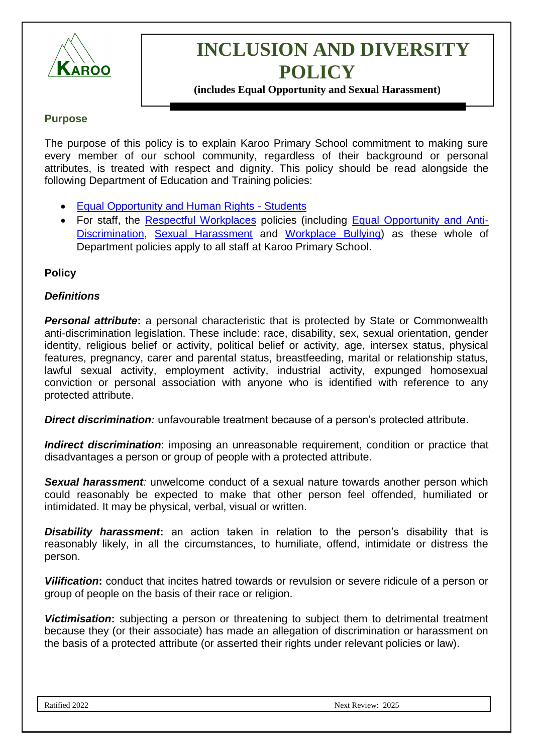# INCLUSION AND DIVERSITY POLICY

**(includes Equal Opportunity and Sexual Harassment)**

## Purpose

The purpose of this policy is to explain Karoo Primary School commitment to making sure every member of our school community, regardless of their background or personal attributes, is treated with respect and dignity. This policy should be read alongside the following Department of Education and Training policies:

- Equal Opportunity and Human Rights - Students
- For staff, the Respectful Workplaces policies (including Equal Opportunity and Anti-Discrimination, Sexual Harassment and Workplace Bullying) as these whole of Department policies apply to all staff at Karoo Primary School.

## Policy

### *Definitions*

***Personal attribute*:** a personal characteristic that is protected by State or Commonwealth anti-discrimination legislation. These include: race, disability, sex, sexual orientation, gender identity, religious belief or activity, political belief or activity, age, intersex status, physical features, pregnancy, carer and parental status, breastfeeding, marital or relationship status, lawful sexual activity, employment activity, industrial activity, expunged homosexual conviction or personal association with anyone who is identified with reference to any protected attribute.

***Direct discrimination:*** unfavourable treatment because of a person's protected attribute.

***Indirect discrimination***: imposing an unreasonable requirement, condition or practice that disadvantages a person or group of people with a protected attribute.

***Sexual harassment**:* unwelcome conduct of a sexual nature towards another person which could reasonably be expected to make that other person feel offended, humiliated or intimidated. It may be physical, verbal, visual or written.

***Disability harassment*:** an action taken in relation to the person's disability that is reasonably likely, in all the circumstances, to humiliate, offend, intimidate or distress the person.

***Vilification*:** conduct that incites hatred towards or revulsion or severe ridicule of a person or group of people on the basis of their race or religion.

***Victimisation*:** subjecting a person or threatening to subject them to detrimental treatment because they (or their associate) has made an allegation of discrimination or harassment on the basis of a protected attribute (or asserted their rights under relevant policies or law).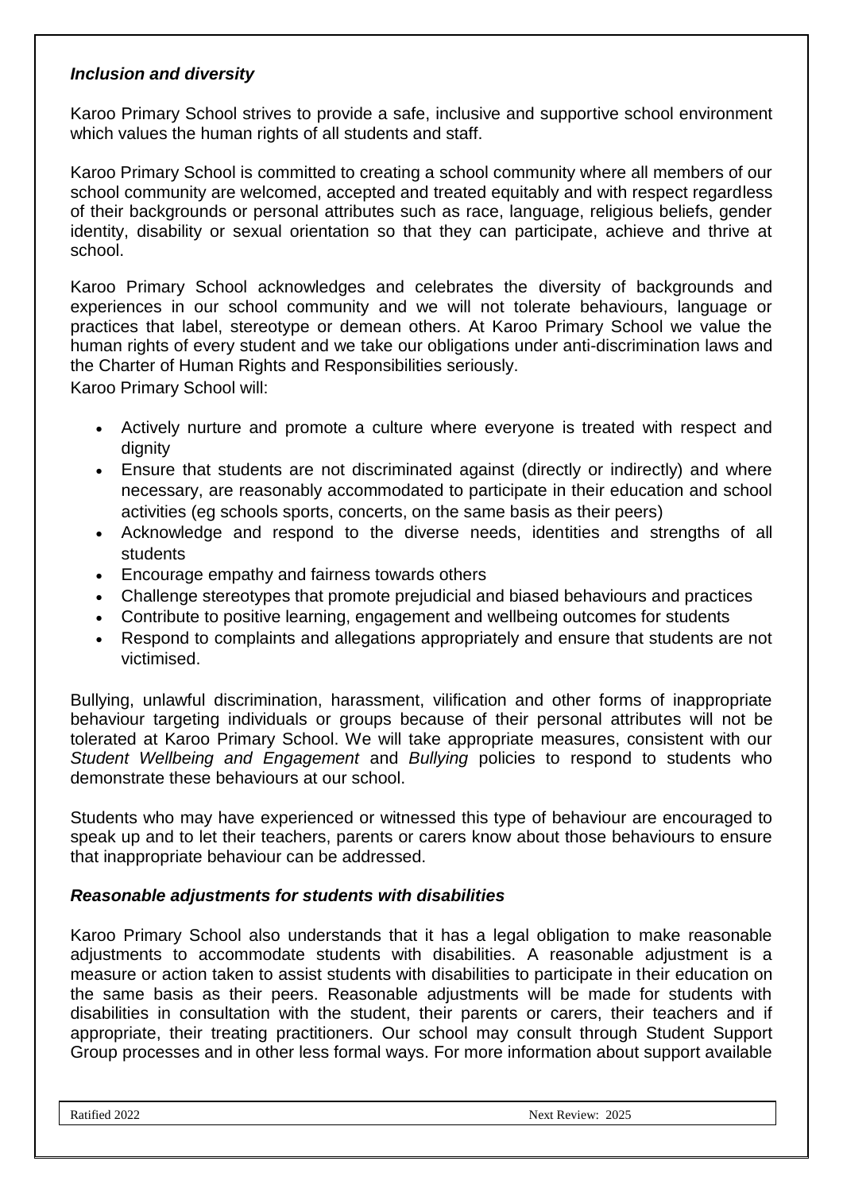### *Inclusion and diversity*

Karoo Primary School strives to provide a safe, inclusive and supportive school environment which values the human rights of all students and staff.

Karoo Primary School is committed to creating a school community where all members of our school community are welcomed, accepted and treated equitably and with respect regardless of their backgrounds or personal attributes such as race, language, religious beliefs, gender identity, disability or sexual orientation so that they can participate, achieve and thrive at school.

Karoo Primary School acknowledges and celebrates the diversity of backgrounds and experiences in our school community and we will not tolerate behaviours, language or practices that label, stereotype or demean others. At Karoo Primary School we value the human rights of every student and we take our obligations under anti-discrimination laws and the Charter of Human Rights and Responsibilities seriously.

Karoo Primary School will:

- Actively nurture and promote a culture where everyone is treated with respect and dignity
- Ensure that students are not discriminated against (directly or indirectly) and where necessary, are reasonably accommodated to participate in their education and school activities (eg schools sports, concerts, on the same basis as their peers)
- Acknowledge and respond to the diverse needs, identities and strengths of all students
- Encourage empathy and fairness towards others
- Challenge stereotypes that promote prejudicial and biased behaviours and practices
- Contribute to positive learning, engagement and wellbeing outcomes for students
- Respond to complaints and allegations appropriately and ensure that students are not victimised.

Bullying, unlawful discrimination, harassment, vilification and other forms of inappropriate behaviour targeting individuals or groups because of their personal attributes will not be tolerated at Karoo Primary School. We will take appropriate measures, consistent with our *Student Wellbeing and Engagement* and *Bullying* policies to respond to students who demonstrate these behaviours at our school.

Students who may have experienced or witnessed this type of behaviour are encouraged to speak up and to let their teachers, parents or carers know about those behaviours to ensure that inappropriate behaviour can be addressed.

### *Reasonable adjustments for students with disabilities*

Karoo Primary School also understands that it has a legal obligation to make reasonable adjustments to accommodate students with disabilities. A reasonable adjustment is a measure or action taken to assist students with disabilities to participate in their education on the same basis as their peers. Reasonable adjustments will be made for students with disabilities in consultation with the student, their parents or carers, their teachers and if appropriate, their treating practitioners. Our school may consult through Student Support Group processes and in other less formal ways. For more information about support available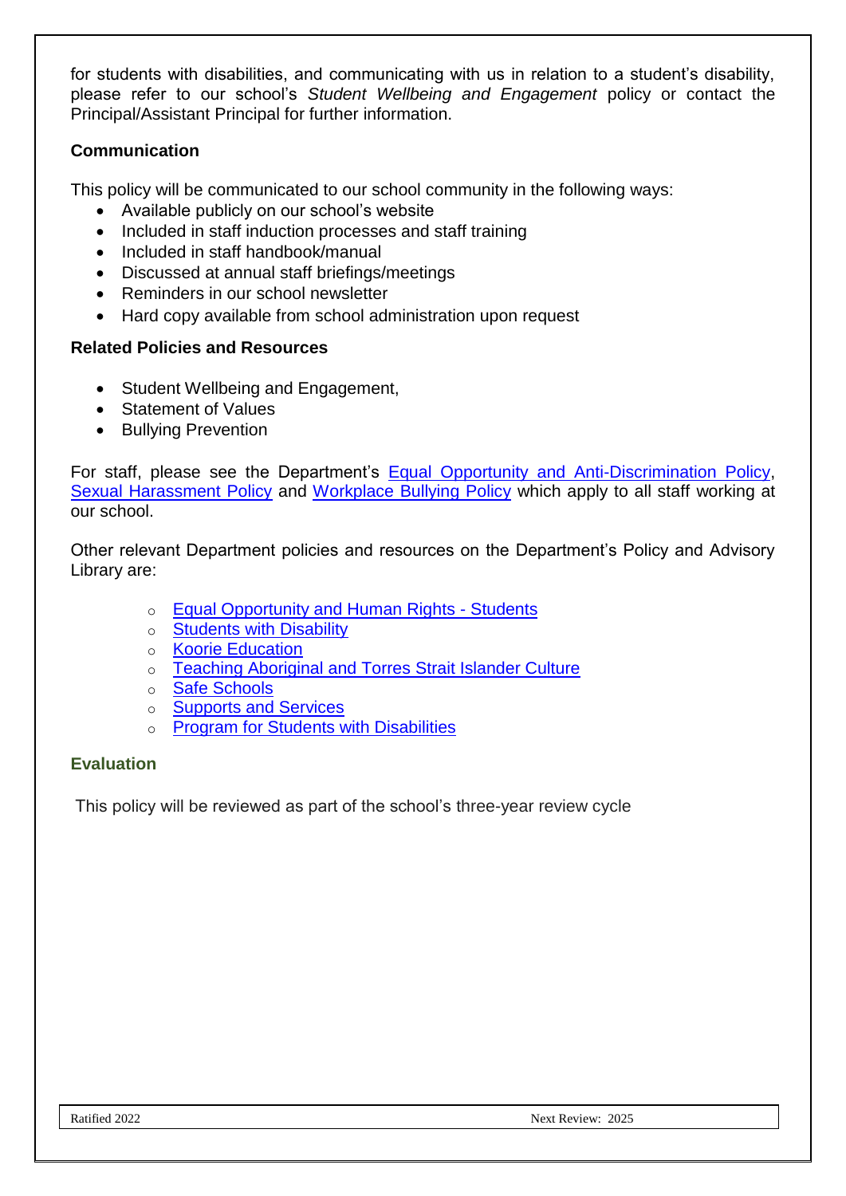for students with disabilities, and communicating with us in relation to a student's disability, please refer to our school's *Student Wellbeing and Engagement* policy or contact the Principal/Assistant Principal for further information.

**Communication**

This policy will be communicated to our school community in the following ways:

- Available publicly on our school's website
- Included in staff induction processes and staff training
- Included in staff handbook/manual
- Discussed at annual staff briefings/meetings
- Reminders in our school newsletter
- Hard copy available from school administration upon request

**Related Policies and Resources**

- Student Wellbeing and Engagement,
- Statement of Values
- Bullying Prevention

For staff, please see the Department's Equal Opportunity and Anti-Discrimination Policy, Sexual Harassment Policy and Workplace Bullying Policy which apply to all staff working at our school.

Other relevant Department policies and resources on the Department's Policy and Advisory Library are:

- Equal Opportunity and Human Rights - Students
- Students with Disability
- Koorie Education
- Teaching Aboriginal and Torres Strait Islander Culture
- Safe Schools
- Supports and Services
- Program for Students with Disabilities

**Evaluation**

This policy will be reviewed as part of the school's three-year review cycle

| Ratified 2022 | Next Review: 2025 |
| --- | --- |